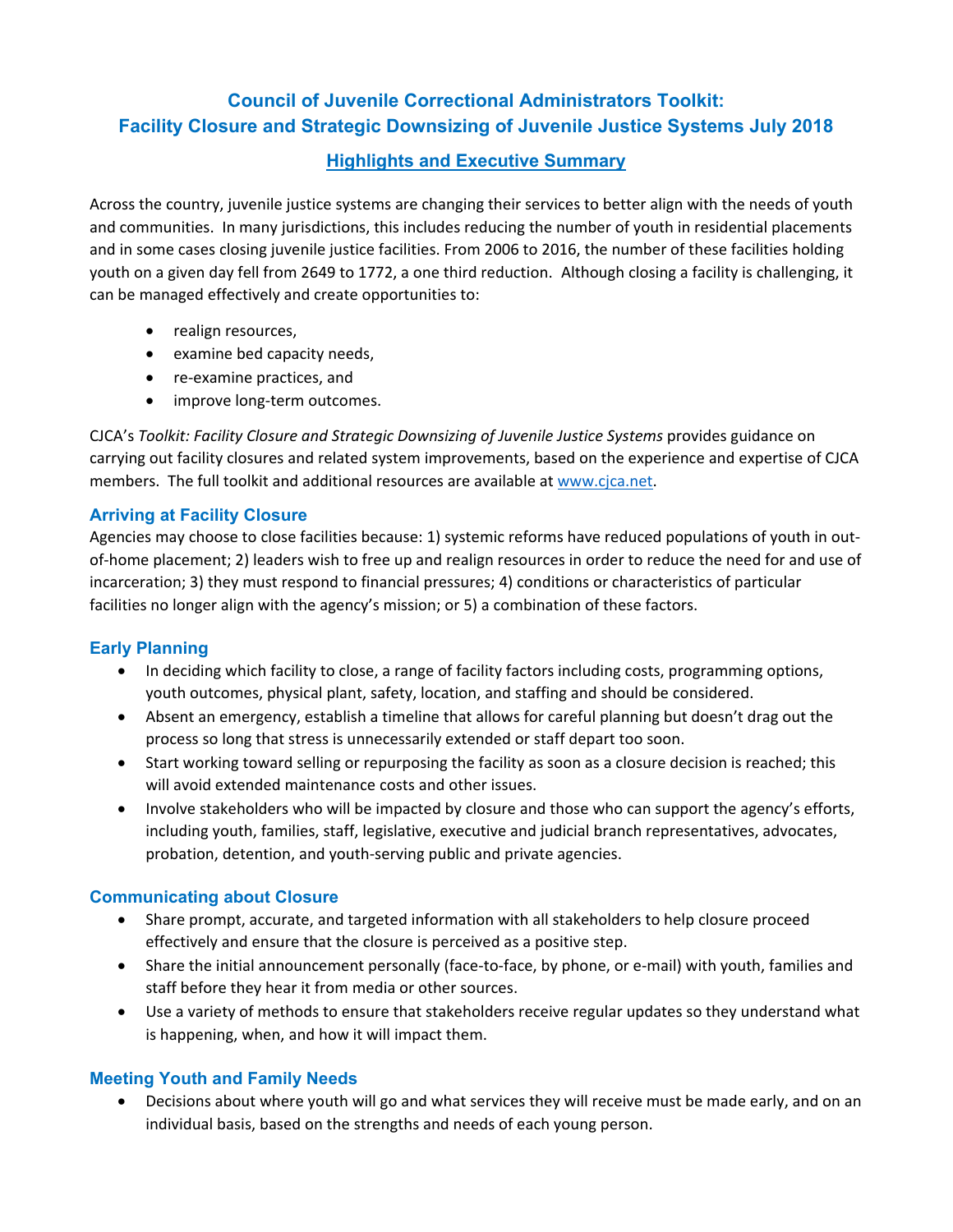# Council of Juvenile Correctional Administrators Toolkit: Facility Closure and Strategic Downsizing of Juvenile Justice Systems July 2018

## Highlights and Executive Summary

Across the country, juvenile justice systems are changing their services to better align with the needs of youth and communities. In many jurisdictions, this includes reducing the number of youth in residential placements and in some cases closing juvenile justice facilities. From 2006 to 2016, the number of these facilities holding youth on a given day fell from 2649 to 1772, a one third reduction. Although closing a facility is challenging, it can be managed effectively and create opportunities to:

- realign resources,
- examine bed capacity needs,
- re-examine practices, and
- improve long-term outcomes.

CJCA's *Toolkit: Facility Closure and Strategic Downsizing of Juvenile Justice Systems* provides guidance on carrying out facility closures and related system improvements, based on the experience and expertise of CJCA members. The full toolkit and additional resources are available at www.cjca.net.

### Arriving at Facility Closure

Agencies may choose to close facilities because: 1) systemic reforms have reduced populations of youth in out-of-home placement; 2) leaders wish to free up and realign resources in order to reduce the need for and use of incarceration; 3) they must respond to financial pressures; 4) conditions or characteristics of particular facilities no longer align with the agency's mission; or 5) a combination of these factors.

### Early Planning

- In deciding which facility to close, a range of facility factors including costs, programming options, youth outcomes, physical plant, safety, location, and staffing and should be considered.
- Absent an emergency, establish a timeline that allows for careful planning but doesn't drag out the process so long that stress is unnecessarily extended or staff depart too soon.
- Start working toward selling or repurposing the facility as soon as a closure decision is reached; this will avoid extended maintenance costs and other issues.
- Involve stakeholders who will be impacted by closure and those who can support the agency's efforts, including youth, families, staff, legislative, executive and judicial branch representatives, advocates, probation, detention, and youth-serving public and private agencies.

### Communicating about Closure

- Share prompt, accurate, and targeted information with all stakeholders to help closure proceed effectively and ensure that the closure is perceived as a positive step.
- Share the initial announcement personally (face-to-face, by phone, or e-mail) with youth, families and staff before they hear it from media or other sources.
- Use a variety of methods to ensure that stakeholders receive regular updates so they understand what is happening, when, and how it will impact them.

### Meeting Youth and Family Needs

- Decisions about where youth will go and what services they will receive must be made early, and on an individual basis, based on the strengths and needs of each young person.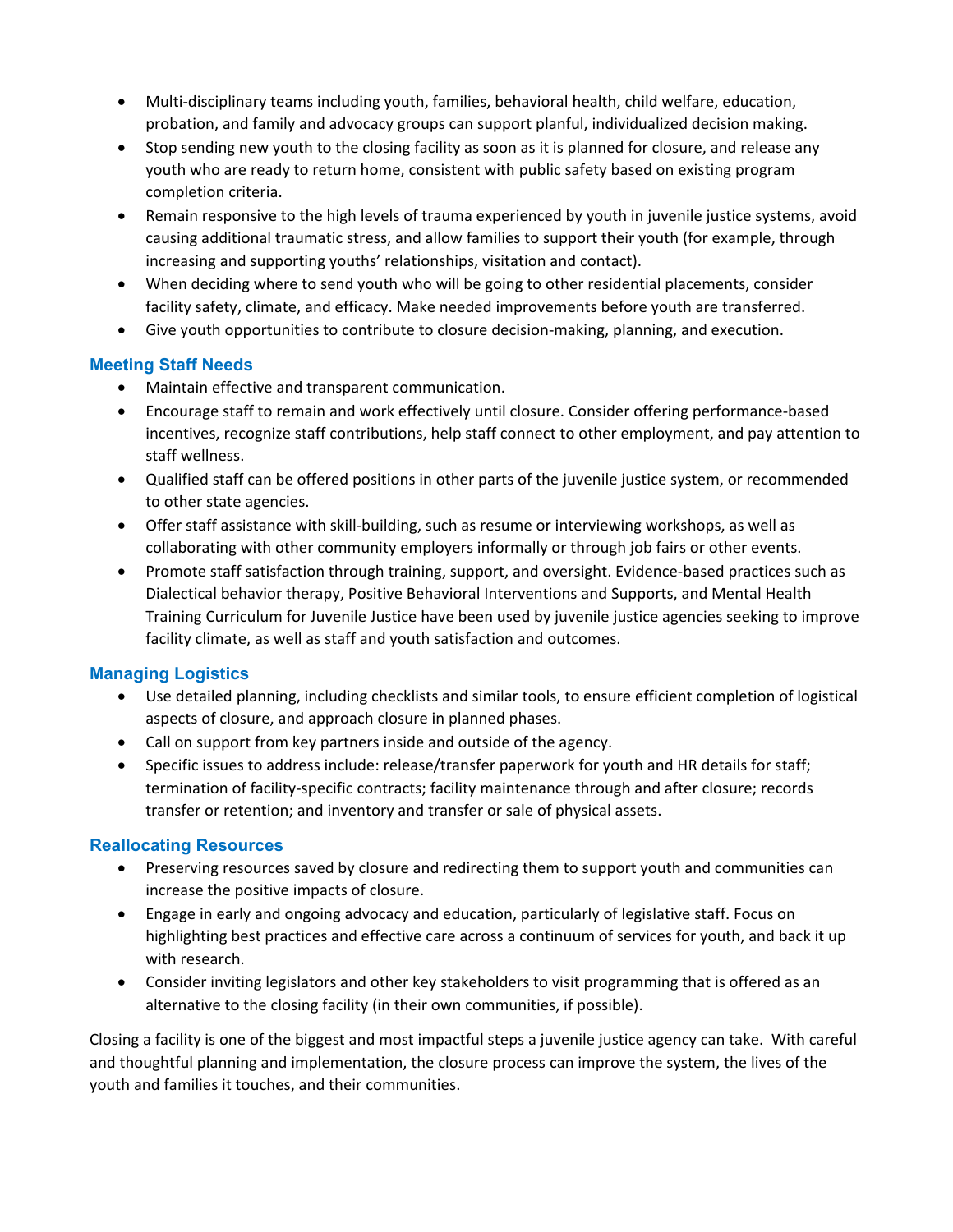- Multi-disciplinary teams including youth, families, behavioral health, child welfare, education, probation, and family and advocacy groups can support planful, individualized decision making.
- Stop sending new youth to the closing facility as soon as it is planned for closure, and release any youth who are ready to return home, consistent with public safety based on existing program completion criteria.
- Remain responsive to the high levels of trauma experienced by youth in juvenile justice systems, avoid causing additional traumatic stress, and allow families to support their youth (for example, through increasing and supporting youths' relationships, visitation and contact).
- When deciding where to send youth who will be going to other residential placements, consider facility safety, climate, and efficacy. Make needed improvements before youth are transferred.
- Give youth opportunities to contribute to closure decision-making, planning, and execution.

### Meeting Staff Needs

- Maintain effective and transparent communication.
- Encourage staff to remain and work effectively until closure. Consider offering performance-based incentives, recognize staff contributions, help staff connect to other employment, and pay attention to staff wellness.
- Qualified staff can be offered positions in other parts of the juvenile justice system, or recommended to other state agencies.
- Offer staff assistance with skill-building, such as resume or interviewing workshops, as well as collaborating with other community employers informally or through job fairs or other events.
- Promote staff satisfaction through training, support, and oversight. Evidence-based practices such as Dialectical behavior therapy, Positive Behavioral Interventions and Supports, and Mental Health Training Curriculum for Juvenile Justice have been used by juvenile justice agencies seeking to improve facility climate, as well as staff and youth satisfaction and outcomes.

### Managing Logistics

- Use detailed planning, including checklists and similar tools, to ensure efficient completion of logistical aspects of closure, and approach closure in planned phases.
- Call on support from key partners inside and outside of the agency.
- Specific issues to address include: release/transfer paperwork for youth and HR details for staff; termination of facility-specific contracts; facility maintenance through and after closure; records transfer or retention; and inventory and transfer or sale of physical assets.

### Reallocating Resources

- Preserving resources saved by closure and redirecting them to support youth and communities can increase the positive impacts of closure.
- Engage in early and ongoing advocacy and education, particularly of legislative staff. Focus on highlighting best practices and effective care across a continuum of services for youth, and back it up with research.
- Consider inviting legislators and other key stakeholders to visit programming that is offered as an alternative to the closing facility (in their own communities, if possible).

Closing a facility is one of the biggest and most impactful steps a juvenile justice agency can take. With careful and thoughtful planning and implementation, the closure process can improve the system, the lives of the youth and families it touches, and their communities.